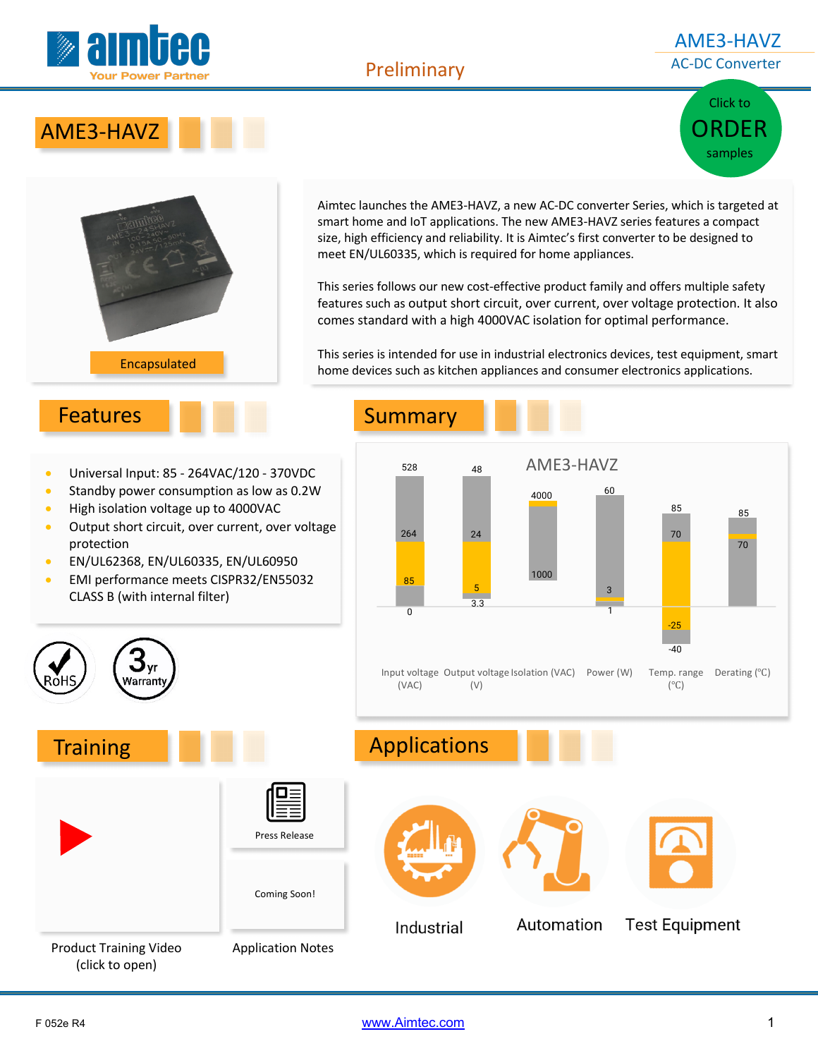# AME3-HAVZ

AC-DC Converter

Preliminary

Click to ORDER samples

## AME3-HAVZ

Encapsulated

Aimtec launches the AME3-HAVZ, a new AC-DC converter Series, which is targeted at smart home and IoT applications. The new AME3-HAVZ series features a compact size, high efficiency and reliability. It is Aimtec's first converter to be designed to meet EN/UL60335, which is required for home appliances.

This series follows our new cost-effective product family and offers multiple safety features such as output short circuit, over current, over voltage protection. It also comes standard with a high 4000VAC isolation for optimal performance.

This series is intended for use in industrial electronics devices, test equipment, smart home devices such as kitchen appliances and consumer electronics applications.

## Features

- Universal Input: 85 - 264VAC/120 - 370VDC
- Standby power consumption as low as 0.2W
- High isolation voltage up to 4000VAC
- Output short circuit, over current, over voltage protection
- EN/UL62368, EN/UL60335, EN/UL60950
- EMI performance meets CISPR32/EN55032 CLASS B (with internal filter)

RoHS

3yr Warranty

## Summary

AME3-HAVZ

| Parameter | Values |
|---|---|
| Input voltage (VAC) | 0, 85, 264, 528 |
| Output voltage (V) | 3.3, 5, 24, 48 |
| Isolation (VAC) | 1000, 4000 |
| Power (W) | 1, 3, 60 |
| Temp. range (°C) | -40, -25, 70, 85 |
| Derating (°C) | 70, 85 |

## Training

Product Training Video (click to open)

Press Release

Coming Soon!

Application Notes

## Applications

Industrial

Automation

Test Equipment

F 052e R4

www.Aimtec.com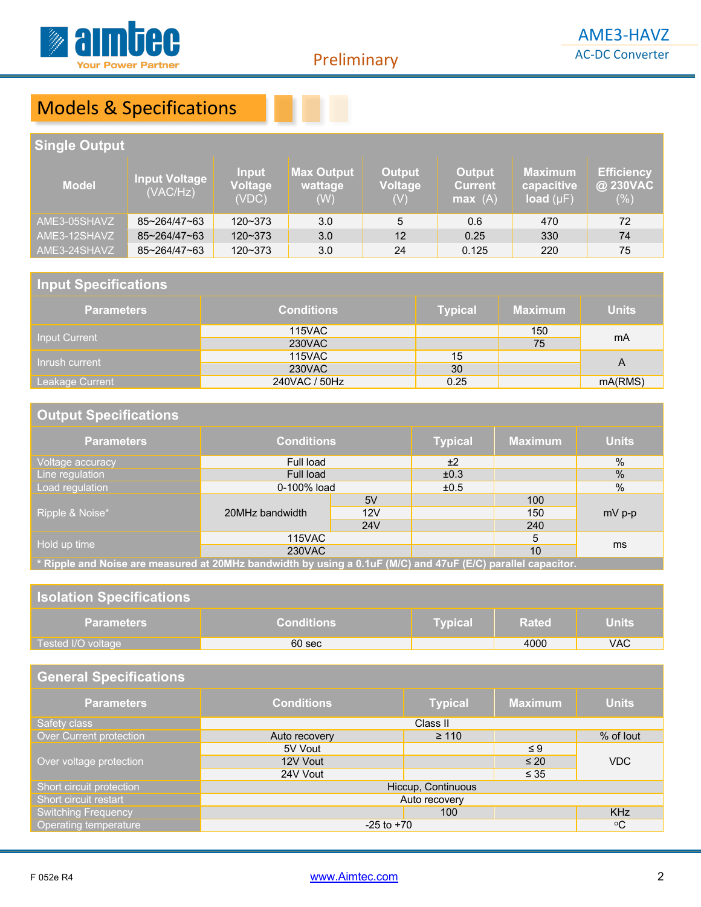Preliminary

# Models & Specifications

## Single Output

| Model | Input Voltage (VAC/Hz) | Input Voltage (VDC) | Max Output wattage (W) | Output Voltage (V) | Output Current max (A) | Maximum capacitive load (µF) | Efficiency @ 230VAC (%) |
|---|---|---|---|---|---|---|---|
| AME3-05SHAVZ | 85~264/47~63 | 120~373 | 3.0 | 5 | 0.6 | 470 | 72 |
| AME3-12SHAVZ | 85~264/47~63 | 120~373 | 3.0 | 12 | 0.25 | 330 | 74 |
| AME3-24SHAVZ | 85~264/47~63 | 120~373 | 3.0 | 24 | 0.125 | 220 | 75 |

## Input Specifications

| Parameters | Conditions | Typical | Maximum | Units |
|---|---|---|---|---|
| Input Current | 115VAC | | 150 | mA |
| | 230VAC | | 75 | |
| Inrush current | 115VAC | 15 | | A |
| | 230VAC | 30 | | |
| Leakage Current | 240VAC / 50Hz | 0.25 | | mA(RMS) |

## Output Specifications

| Parameters | Conditions | | Typical | Maximum | Units |
|---|---|---|---|---|---|
| Voltage accuracy | Full load | | ±2 | | % |
| Line regulation | Full load | | ±0.3 | | % |
| Load regulation | 0-100% load | | ±0.5 | | % |
| Ripple & Noise* | 20MHz bandwidth | 5V | | 100 | mV p-p |
| | | 12V | | 150 | |
| | | 24V | | 240 | |
| Hold up time | 115VAC | | | 5 | ms |
| | 230VAC | | | 10 | |

\* Ripple and Noise are measured at 20MHz bandwidth by using a 0.1uF (M/C) and 47uF (E/C) parallel capacitor.

## Isolation Specifications

| Parameters | Conditions | Typical | Rated | Units |
|---|---|---|---|---|
| Tested I/O voltage | 60 sec | | 4000 | VAC |

## General Specifications

| Parameters | Conditions | Typical | Maximum | Units |
|---|---|---|---|---|
| Safety class | Class II | | | |
| Over Current protection | Auto recovery | ≥ 110 | | % of Iout |
| Over voltage protection | 5V Vout | | ≤ 9 | VDC |
| | 12V Vout | | ≤ 20 | |
| | 24V Vout | | ≤ 35 | |
| Short circuit protection | Hiccup, Continuous | | | |
| Short circuit restart | Auto recovery | | | |
| Switching Frequency | | 100 | | KHz |
| Operating temperature | -25 to +70 | | | ºC |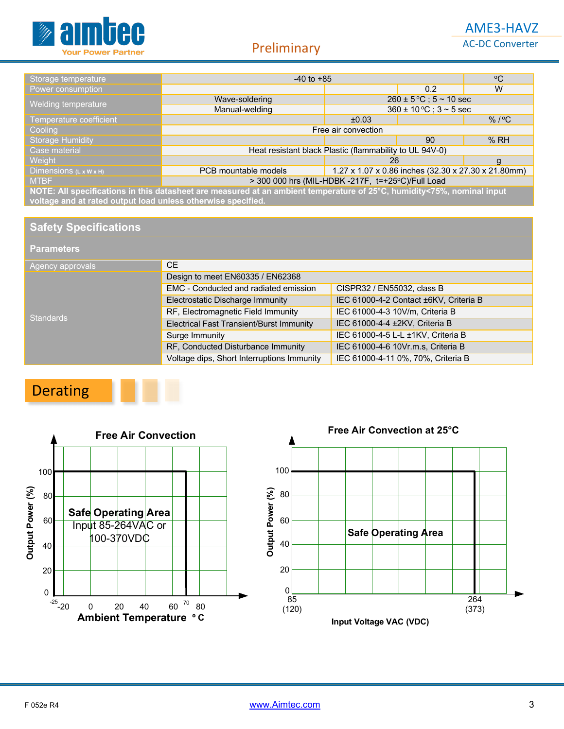| | | | | |
|---|---|---|---|---|
| Storage temperature | -40 to +85 | | | ºC |
| Power consumption | | | 0.2 | W |
| Welding temperature | Wave-soldering | 260 ± 5 ºC ; 5 ~ 10 sec | | |
| | Manual-welding | 360 ± 10 ºC ; 3 ~ 5 sec | | |
| Temperature coefficient | | ±0.03 | | % / ºC |
| Cooling | Free air convection | | | |
| Storage Humidity | | | 90 | % RH |
| Case material | Heat resistant black Plastic (flammability to UL 94V-0) | | | |
| Weight | | 26 | | g |
| Dimensions (L x W x H) | PCB mountable models | 1.27 x 1.07 x 0.86 inches (32.30 x 27.30 x 21.80mm) | | |
| MTBF | > 300 000 hrs (MIL-HDBK -217F, t=+25ºC)/Full Load | | | |

**NOTE: All specifications in this datasheet are measured at an ambient temperature of 25°C, humidity<75%, nominal input voltage and at rated output load unless otherwise specified.**

## Safety Specifications

**Parameters**

| | | |
|---|---|---|
| Agency approvals | CE | |
| Standards | Design to meet EN60335 / EN62368 | |
| | EMC - Conducted and radiated emission | CISPR32 / EN55032, class B |
| | Electrostatic Discharge Immunity | IEC 61000-4-2 Contact ±6KV, Criteria B |
| | RF, Electromagnetic Field Immunity | IEC 61000-4-3 10V/m, Criteria B |
| | Electrical Fast Transient/Burst Immunity | IEC 61000-4-4 ±2KV, Criteria B |
| | Surge Immunity | IEC 61000-4-5 L-L ±1KV, Criteria B |
| | RF, Conducted Disturbance Immunity | IEC 61000-4-6 10Vr.m.s, Criteria B |
| | Voltage dips, Short Interruptions Immunity | IEC 61000-4-11 0%, 70%, Criteria B |

## Derating

**Free Air Convection**

Output Power (%) vs. Ambient Temperature °C (-25 to 70)

Safe Operating Area
Input 85-264VAC or 100-370VDC

**Free Air Convection at 25°C**

Output Power (%) vs. Input Voltage VAC (VDC): 85 (120) to 264 (373)

Safe Operating Area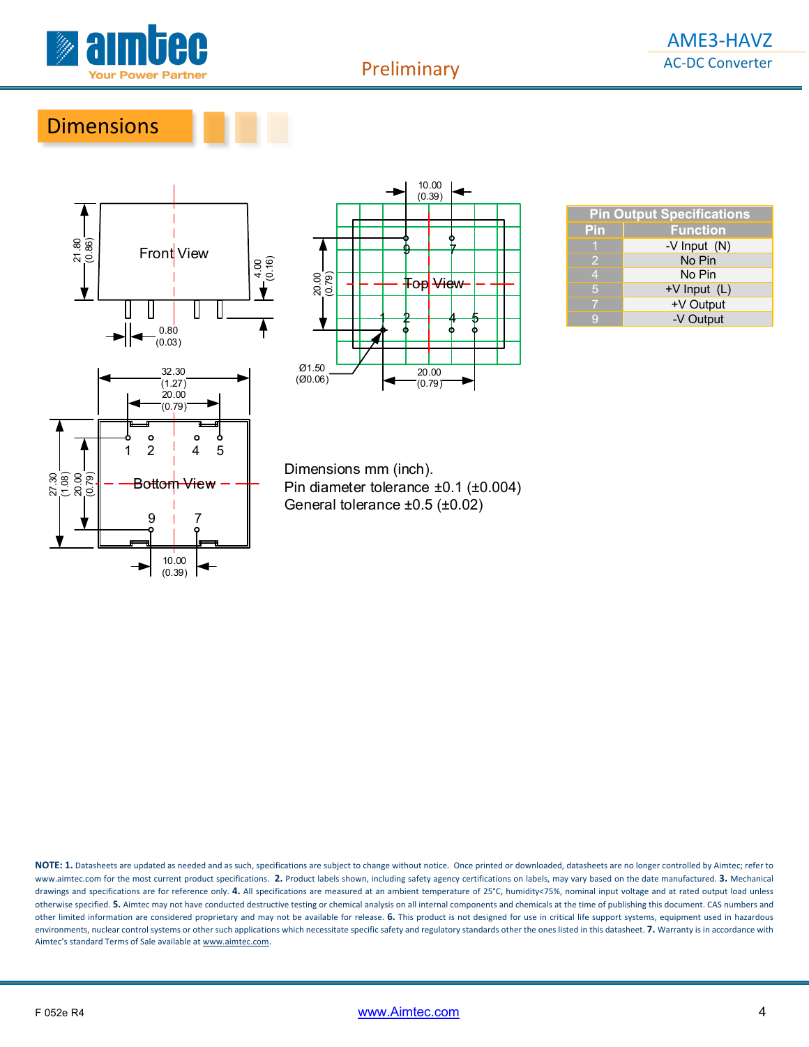## Dimensions

Front View

21.80 (0.86)

4.00 (0.16)

0.80 (0.03)

Top View

10.00 (0.39)

20.00 (0.79)

Ø1.50 (Ø0.06)

20.00 (0.79)

Bottom View

32.30 (1.27)

20.00 (0.79)

27.30 (1.08)

20.00 (0.79)

10.00 (0.39)

Dimensions mm (inch).
Pin diameter tolerance ±0.1 (±0.004)
General tolerance ±0.5 (±0.02)

| Pin Output Specifications | |
|---|---|
| **Pin** | **Function** |
| 1 | -V Input (N) |
| 2 | No Pin |
| 4 | No Pin |
| 5 | +V Input (L) |
| 7 | +V Output |
| 9 | -V Output |

**NOTE: 1.** Datasheets are updated as needed and as such, specifications are subject to change without notice. Once printed or downloaded, datasheets are no longer controlled by Aimtec; refer to www.aimtec.com for the most current product specifications. **2.** Product labels shown, including safety agency certifications on labels, may vary based on the date manufactured. **3.** Mechanical drawings and specifications are for reference only. **4.** All specifications are measured at an ambient temperature of 25°C, humidity<75%, nominal input voltage and at rated output load unless otherwise specified. **5.** Aimtec may not have conducted destructive testing or chemical analysis on all internal components and chemicals at the time of publishing this document. CAS numbers and other limited information are considered proprietary and may not be available for release. **6.** This product is not designed for use in critical life support systems, equipment used in hazardous environments, nuclear control systems or other such applications which necessitate specific safety and regulatory standards other the ones listed in this datasheet. **7.** Warranty is in accordance with Aimtec's standard Terms of Sale available at www.aimtec.com.